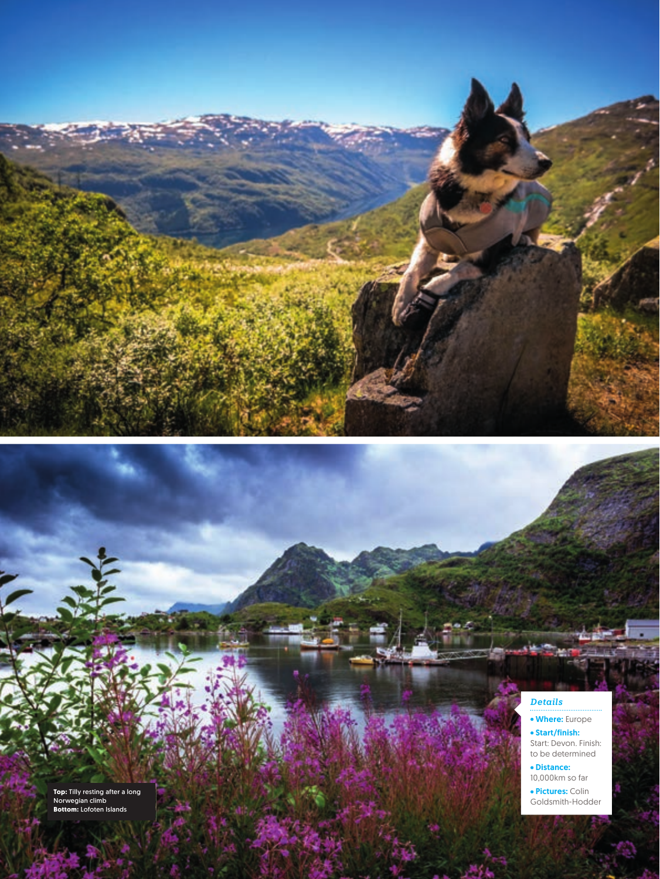**Top:** Tilly resting after a long Norwegian climb
**Bottom:** Lofoten Islands

*Details*

- **Where:** Europe
- **Start/finish:** Start: Devon. Finish: to be determined
- **Distance:** 10,000km so far
- **Pictures:** Colin Goldsmith-Hodder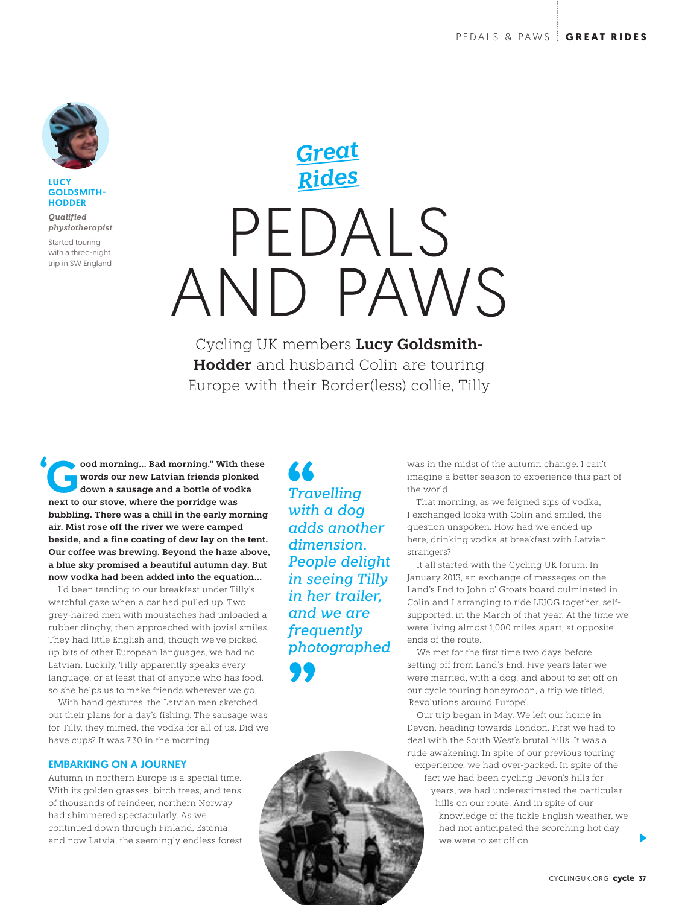# Great Rides

# PEDALS AND PAWS

Cycling UK members **Lucy Goldsmith-Hodder** and husband Colin are touring Europe with their Border(less) collie, Tilly

**LUCY GOLDSMITH-HODDER**

***Qualified physiotherapist***

Started touring with a three-night trip in SW England

**"Good morning… Bad morning." With these words our new Latvian friends plonked down a sausage and a bottle of vodka next to our stove, where the porridge was bubbling. There was a chill in the early morning air. Mist rose off the river we were camped beside, and a fine coating of dew lay on the tent. Our coffee was brewing. Beyond the haze above, a blue sky promised a beautiful autumn day. But now vodka had been added into the equation…**

I'd been tending to our breakfast under Tilly's watchful gaze when a car had pulled up. Two grey-haired men with moustaches had unloaded a rubber dinghy, then approached with jovial smiles. They had little English and, though we've picked up bits of other European languages, we had no Latvian. Luckily, Tilly apparently speaks every language, or at least that of anyone who has food, so she helps us to make friends wherever we go.

With hand gestures, the Latvian men sketched out their plans for a day's fishing. The sausage was for Tilly, they mimed, the vodka for all of us. Did we have cups? It was 7.30 in the morning.

## EMBARKING ON A JOURNEY

Autumn in northern Europe is a special time. With its golden grasses, birch trees, and tens of thousands of reindeer, northern Norway had shimmered spectacularly. As we continued down through Finland, Estonia, and now Latvia, the seemingly endless forest was in the midst of the autumn change. I can't imagine a better season to experience this part of the world.

> *"Travelling with a dog adds another dimension. People delight in seeing Tilly in her trailer, and we are frequently photographed"*

That morning, as we feigned sips of vodka, I exchanged looks with Colin and smiled, the question unspoken. How had we ended up here, drinking vodka at breakfast with Latvian strangers?

It all started with the Cycling UK forum. In January 2013, an exchange of messages on the Land's End to John o' Groats board culminated in Colin and I arranging to ride LEJOG together, self-supported, in the March of that year. At the time we were living almost 1,000 miles apart, at opposite ends of the route.

We met for the first time two days before setting off from Land's End. Five years later we were married, with a dog, and about to set off on our cycle touring honeymoon, a trip we titled, 'Revolutions around Europe'.

Our trip began in May. We left our home in Devon, heading towards London. First we had to deal with the South West's brutal hills. It was a rude awakening. In spite of our previous touring experience, we had over-packed. In spite of the fact we had been cycling Devon's hills for years, we had underestimated the particular hills on our route. And in spite of our knowledge of the fickle English weather, we had not anticipated the scorching hot day we were to set off on.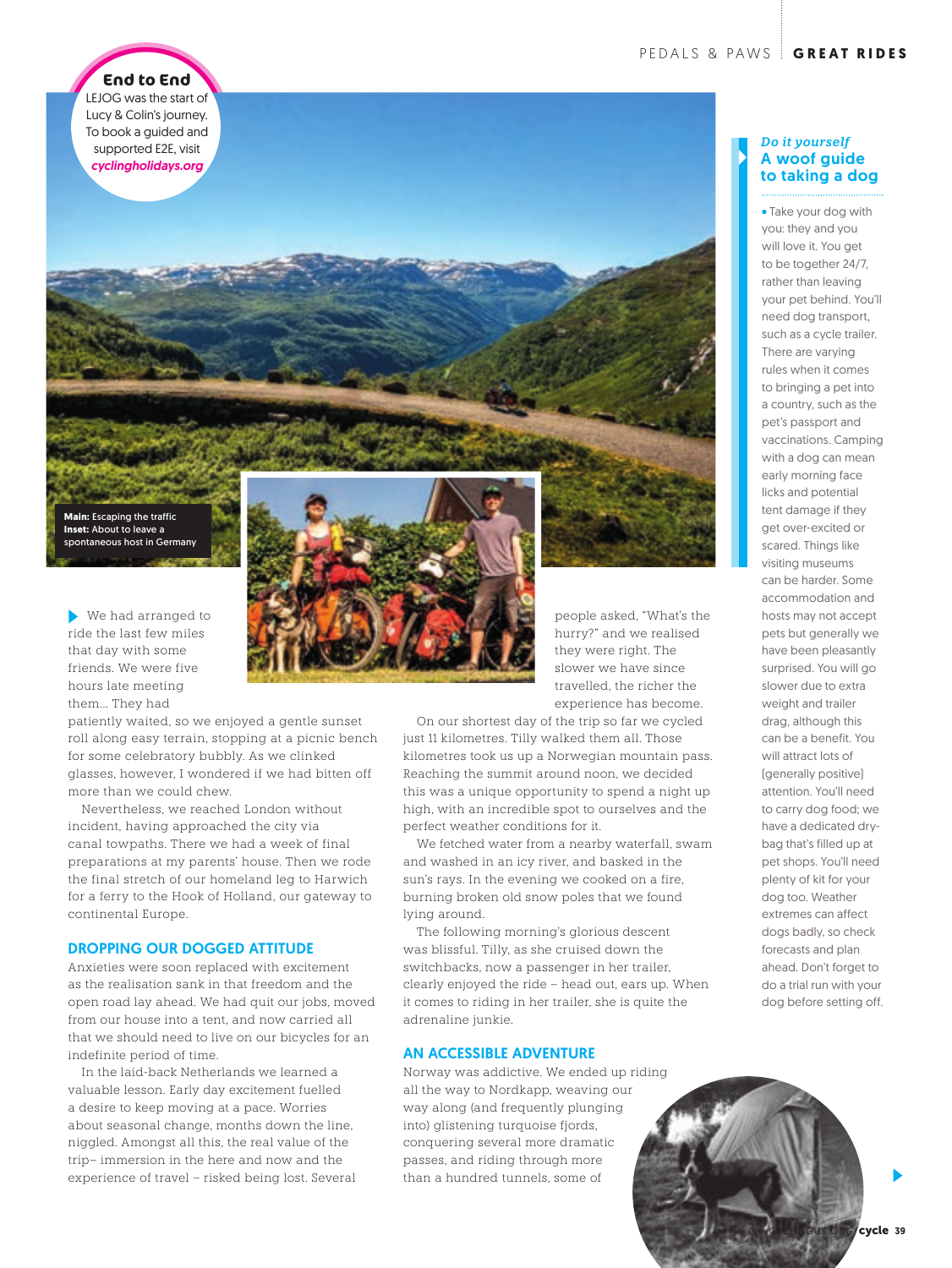**End to End**

LEJOG was the start of Lucy & Colin's journey. To book a guided and supported E2E, visit *cyclingholidays.org*

**Main:** Escaping the traffic
**Inset:** About to leave a spontaneous host in Germany

We had arranged to ride the last few miles that day with some friends. We were five hours late meeting them… They had patiently waited, so we enjoyed a gentle sunset roll along easy terrain, stopping at a picnic bench for some celebratory bubbly. As we clinked glasses, however, I wondered if we had bitten off more than we could chew.

Nevertheless, we reached London without incident, having approached the city via canal towpaths. There we had a week of final preparations at my parents' house. Then we rode the final stretch of our homeland leg to Harwich for a ferry to the Hook of Holland, our gateway to continental Europe.

## DROPPING OUR DOGGED ATTITUDE

Anxieties were soon replaced with excitement as the realisation sank in that freedom and the open road lay ahead. We had quit our jobs, moved from our house into a tent, and now carried all that we should need to live on our bicycles for an indefinite period of time.

In the laid-back Netherlands we learned a valuable lesson. Early day excitement fuelled a desire to keep moving at a pace. Worries about seasonal change, months down the line, niggled. Amongst all this, the real value of the trip– immersion in the here and now and the experience of travel – risked being lost. Several people asked, "What's the hurry?" and we realised they were right. The slower we have since travelled, the richer the experience has become.

On our shortest day of the trip so far we cycled just 11 kilometres. Tilly walked them all. Those kilometres took us up a Norwegian mountain pass. Reaching the summit around noon, we decided this was a unique opportunity to spend a night up high, with an incredible spot to ourselves and the perfect weather conditions for it.

We fetched water from a nearby waterfall, swam and washed in an icy river, and basked in the sun's rays. In the evening we cooked on a fire, burning broken old snow poles that we found lying around.

The following morning's glorious descent was blissful. Tilly, as she cruised down the switchbacks, now a passenger in her trailer, clearly enjoyed the ride – head out, ears up. When it comes to riding in her trailer, she is quite the adrenaline junkie.

## AN ACCESSIBLE ADVENTURE

Norway was addictive. We ended up riding all the way to Nordkapp, weaving our way along (and frequently plunging into) glistening turquoise fjords, conquering several more dramatic passes, and riding through more than a hundred tunnels, some of

### *Do it yourself*
### A woof guide to taking a dog

- Take your dog with you: they and you will love it. You get to be together 24/7, rather than leaving your pet behind. You'll need dog transport, such as a cycle trailer. There are varying rules when it comes to bringing a pet into a country, such as the pet's passport and vaccinations. Camping with a dog can mean early morning face licks and potential tent damage if they get over-excited or scared. Things like visiting museums can be harder. Some accommodation and hosts may not accept pets but generally we have been pleasantly surprised. You will go slower due to extra weight and trailer drag, although this can be a benefit. You will attract lots of [generally positive] attention. You'll need to carry dog food; we have a dedicated dry-bag that's filled up at pet shops. You'll need plenty of kit for your dog too. Weather extremes can affect dogs badly, so check forecasts and plan ahead. Don't forget to do a trial run with your dog before setting off.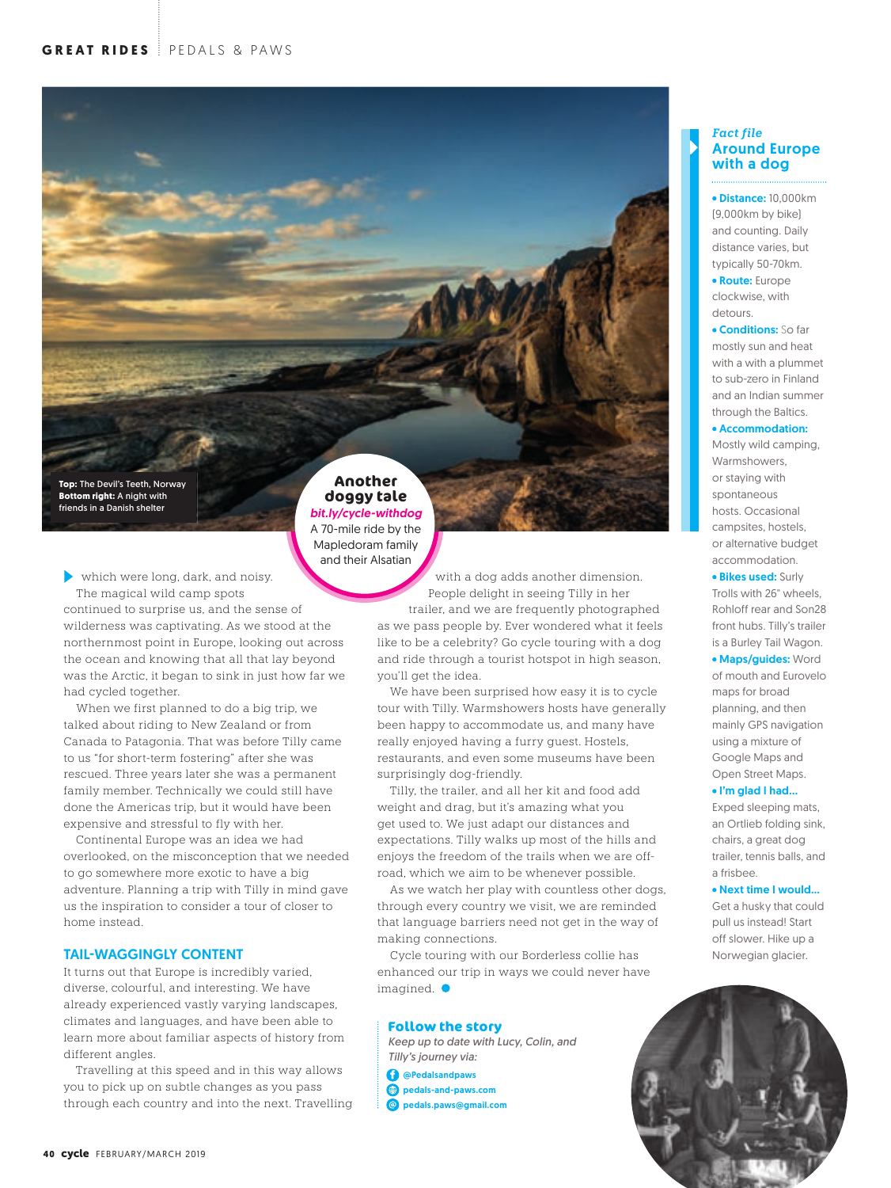**Top:** The Devil's Teeth, Norway
**Bottom right:** A night with friends in a Danish shelter

**Another doggy tale**
*bit.ly/cycle-withdog*
A 70-mile ride by the Mapledoram family and their Alsatian

which were long, dark, and noisy.

The magical wild camp spots continued to surprise us, and the sense of wilderness was captivating. As we stood at the northernmost point in Europe, looking out across the ocean and knowing that all that lay beyond was the Arctic, it began to sink in just how far we had cycled together.

When we first planned to do a big trip, we talked about riding to New Zealand or from Canada to Patagonia. That was before Tilly came to us "for short-term fostering" after she was rescued. Three years later she was a permanent family member. Technically we could still have done the Americas trip, but it would have been expensive and stressful to fly with her.

Continental Europe was an idea we had overlooked, on the misconception that we needed to go somewhere more exotic to have a big adventure. Planning a trip with Tilly in mind gave us the inspiration to consider a tour of closer to home instead.

## TAIL-WAGGINGLY CONTENT

It turns out that Europe is incredibly varied, diverse, colourful, and interesting. We have already experienced vastly varying landscapes, climates and languages, and have been able to learn more about familiar aspects of history from different angles.

Travelling at this speed and in this way allows you to pick up on subtle changes as you pass through each country and into the next. Travelling with a dog adds another dimension. People delight in seeing Tilly in her trailer, and we are frequently photographed as we pass people by. Ever wondered what it feels like to be a celebrity? Go cycle touring with a dog and ride through a tourist hotspot in high season, you'll get the idea.

We have been surprised how easy it is to cycle tour with Tilly. Warmshowers hosts have generally been happy to accommodate us, and many have really enjoyed having a furry guest. Hostels, restaurants, and even some museums have been surprisingly dog-friendly.

Tilly, the trailer, and all her kit and food add weight and drag, but it's amazing what you get used to. We just adapt our distances and expectations. Tilly walks up most of the hills and enjoys the freedom of the trails when we are off-road, which we aim to be whenever possible.

As we watch her play with countless other dogs, through every country we visit, we are reminded that language barriers need not get in the way of making connections.

Cycle touring with our Borderless collie has enhanced our trip in ways we could never have imagined.

### Follow the story

*Keep up to date with Lucy, Colin, and Tilly's journey via:*

@Pedalsandpaws
pedals-and-paws.com
pedals.paws@gmail.com

### *Fact file*
### Around Europe with a dog

- **Distance:** 10,000km (9,000km by bike) and counting. Daily distance varies, but typically 50-70km.
- **Route:** Europe clockwise, with detours.
- **Conditions:** So far mostly sun and heat with a with a plummet to sub-zero in Finland and an Indian summer through the Baltics.
- **Accommodation:** Mostly wild camping, Warmshowers, or staying with spontaneous hosts. Occasional campsites, hostels, or alternative budget accommodation.
- **Bikes used:** Surly Trolls with 26" wheels, Rohloff rear and Son28 front hubs. Tilly's trailer is a Burley Tail Wagon.
- **Maps/guides:** Word of mouth and Eurovelo maps for broad planning, and then mainly GPS navigation using a mixture of Google Maps and Open Street Maps.
- **I'm glad I had...** Exped sleeping mats, an Ortlieb folding sink, chairs, a great dog trailer, tennis balls, and a frisbee.
- **Next time I would...** Get a husky that could pull us instead! Start off slower. Hike up a Norwegian glacier.